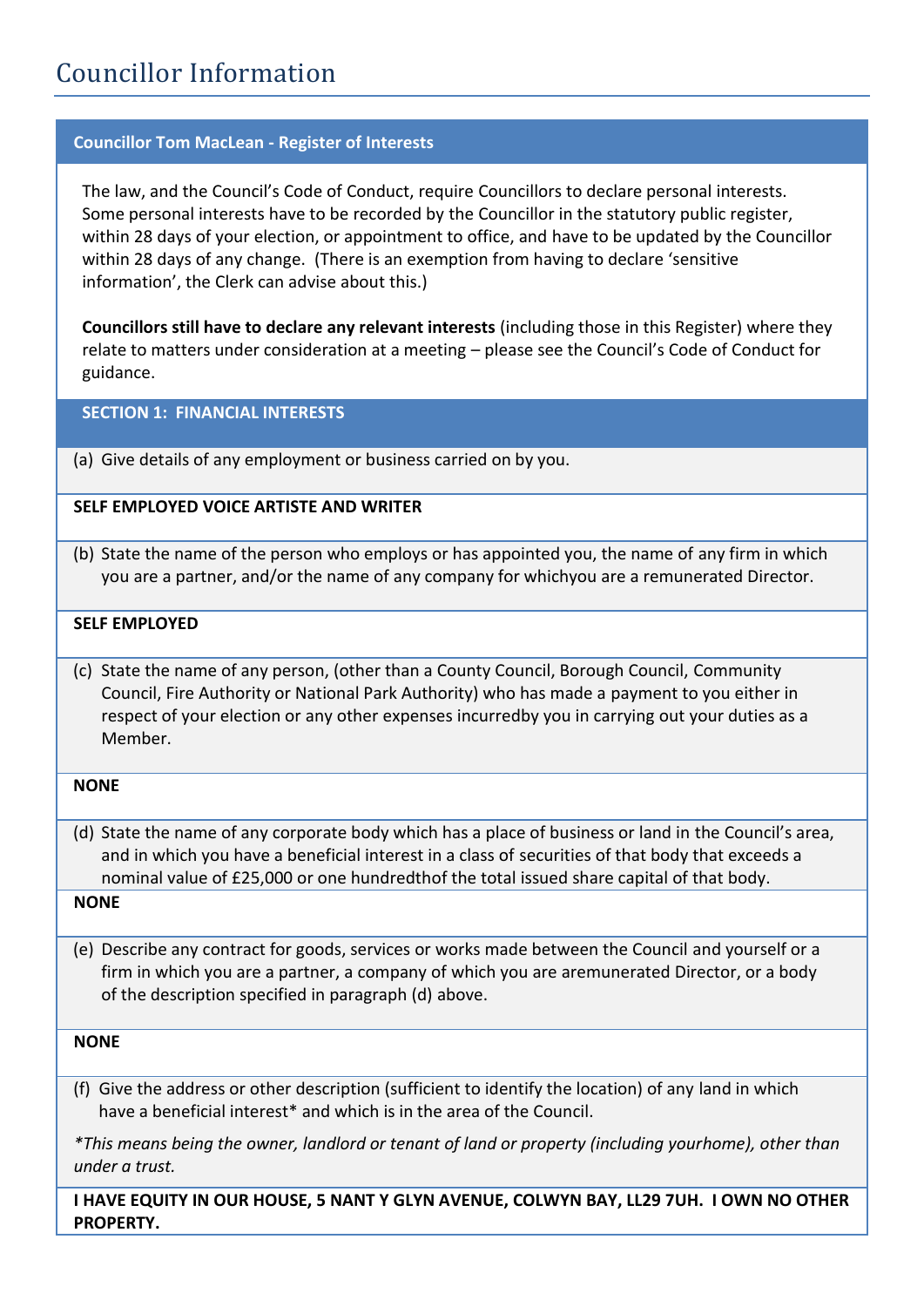# Councillor Information

## Councillor Tom MacLean - Register of Interests

The law, and the Council's Code of Conduct, require Councillors to declare personal interests. Some personal interests have to be recorded by the Councillor in the statutory public register, within 28 days of your election, or appointment to office, and have to be updated by the Councillor within 28 days of any change. (There is an exemption from having to declare 'sensitive information', the Clerk can advise about this.)

**Councillors still have to declare any relevant interests** (including those in this Register) where they relate to matters under consideration at a meeting – please see the Council's Code of Conduct for guidance.

### SECTION 1: FINANCIAL INTERESTS

(a) Give details of any employment or business carried on by you.

**SELF EMPLOYED VOICE ARTISTE AND WRITER**

(b) State the name of the person who employs or has appointed you, the name of any firm in which you are a partner, and/or the name of any company for whichyou are a remunerated Director.

**SELF EMPLOYED**

(c) State the name of any person, (other than a County Council, Borough Council, Community Council, Fire Authority or National Park Authority) who has made a payment to you either in respect of your election or any other expenses incurredby you in carrying out your duties as a Member.

**NONE**

(d) State the name of any corporate body which has a place of business or land in the Council's area, and in which you have a beneficial interest in a class of securities of that body that exceeds a nominal value of £25,000 or one hundredthof the total issued share capital of that body.

**NONE**

(e) Describe any contract for goods, services or works made between the Council and yourself or a firm in which you are a partner, a company of which you are aremunerated Director, or a body of the description specified in paragraph (d) above.

**NONE**

(f) Give the address or other description (sufficient to identify the location) of any land in which have a beneficial interest* and which is in the area of the Council.

*\*This means being the owner, landlord or tenant of land or property (including yourhome), other than under a trust.*

**I HAVE EQUITY IN OUR HOUSE, 5 NANT Y GLYN AVENUE, COLWYN BAY, LL29 7UH. I OWN NO OTHER PROPERTY.**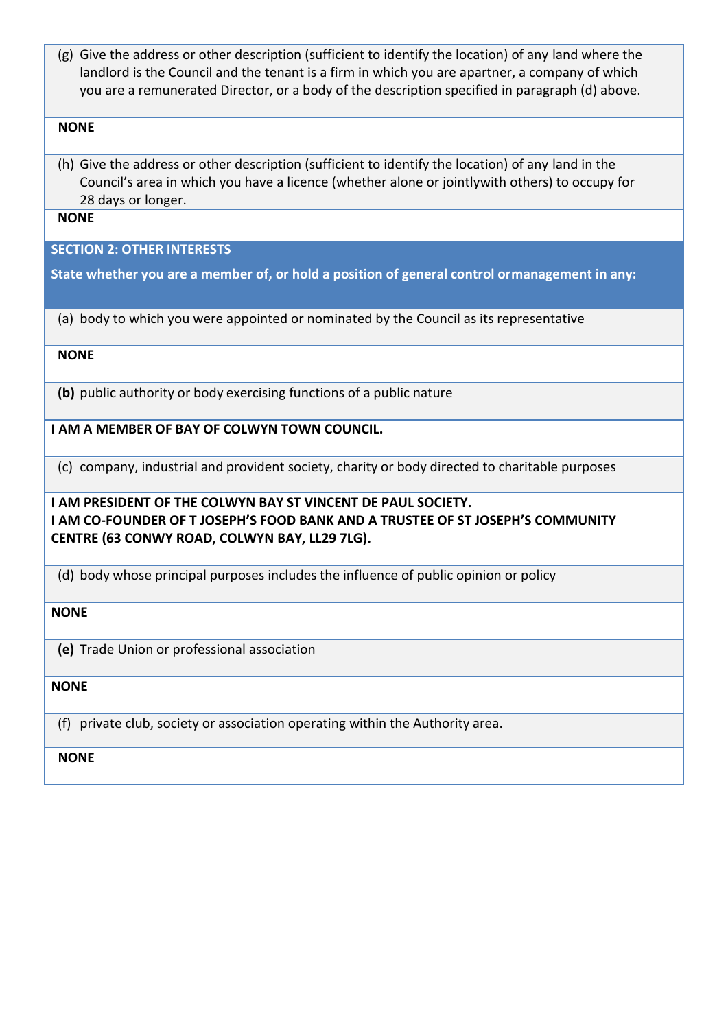(g) Give the address or other description (sufficient to identify the location) of any land where the landlord is the Council and the tenant is a firm in which you are apartner, a company of which you are a remunerated Director, or a body of the description specified in paragraph (d) above.

**NONE**

(h) Give the address or other description (sufficient to identify the location) of any land in the Council's area in which you have a licence (whether alone or jointlywith others) to occupy for 28 days or longer.

**NONE**

## SECTION 2: OTHER INTERESTS

**State whether you are a member of, or hold a position of general control ormanagement in any:**

(a) body to which you were appointed or nominated by the Council as its representative

**NONE**

**(b)** public authority or body exercising functions of a public nature

**I AM A MEMBER OF BAY OF COLWYN TOWN COUNCIL.**

(c) company, industrial and provident society, charity or body directed to charitable purposes

**I AM PRESIDENT OF THE COLWYN BAY ST VINCENT DE PAUL SOCIETY.**
**I AM CO-FOUNDER OF T JOSEPH'S FOOD BANK AND A TRUSTEE OF ST JOSEPH'S COMMUNITY CENTRE (63 CONWY ROAD, COLWYN BAY, LL29 7LG).**

(d) body whose principal purposes includes the influence of public opinion or policy

**NONE**

**(e)** Trade Union or professional association

**NONE**

(f) private club, society or association operating within the Authority area.

**NONE**